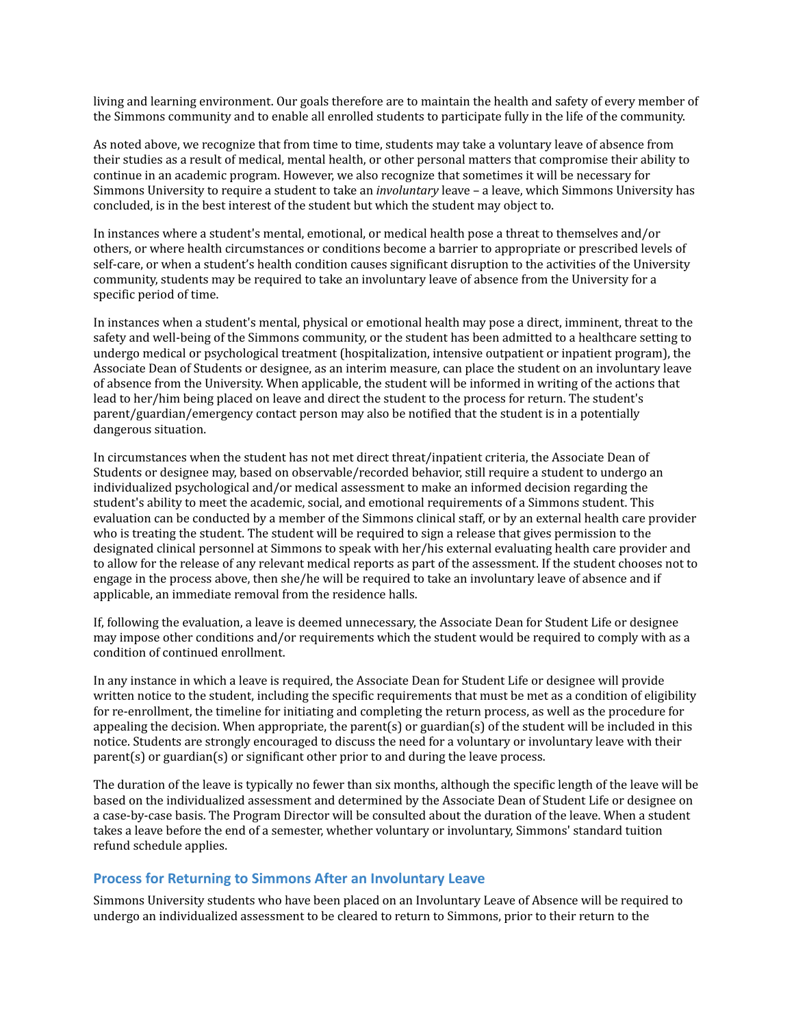living and learning environment. Our goals therefore are to maintain the health and safety of every member of the Simmons community and to enable all enrolled students to participate fully in the life of the community.

As noted above, we recognize that from time to time, students may take a voluntary leave of absence from their studies as a result of medical, mental health, or other personal matters that compromise their ability to continue in an academic program. However, we also recognize that sometimes it will be necessary for Simmons University to require a student to take an *involuntary* leave – a leave, which Simmons University has concluded, is in the best interest of the student but which the student may object to.

In instances where a student's mental, emotional, or medical health pose a threat to themselves and/or others, or where health circumstances or conditions become a barrier to appropriate or prescribed levels of self-care, or when a student's health condition causes significant disruption to the activities of the University community, students may be required to take an involuntary leave of absence from the University for a specific period of time.

In instances when a student's mental, physical or emotional health may pose a direct, imminent, threat to the safety and well-being of the Simmons community, or the student has been admitted to a healthcare setting to undergo medical or psychological treatment (hospitalization, intensive outpatient or inpatient program), the Associate Dean of Students or designee, as an interim measure, can place the student on an involuntary leave of absence from the University. When applicable, the student will be informed in writing of the actions that lead to her/him being placed on leave and direct the student to the process for return. The student's parent/guardian/emergency contact person may also be notified that the student is in a potentially dangerous situation.

In circumstances when the student has not met direct threat/inpatient criteria, the Associate Dean of Students or designee may, based on observable/recorded behavior, still require a student to undergo an individualized psychological and/or medical assessment to make an informed decision regarding the student's ability to meet the academic, social, and emotional requirements of a Simmons student. This evaluation can be conducted by a member of the Simmons clinical staff, or by an external health care provider who is treating the student. The student will be required to sign a release that gives permission to the designated clinical personnel at Simmons to speak with her/his external evaluating health care provider and to allow for the release of any relevant medical reports as part of the assessment. If the student chooses not to engage in the process above, then she/he will be required to take an involuntary leave of absence and if applicable, an immediate removal from the residence halls.

If, following the evaluation, a leave is deemed unnecessary, the Associate Dean for Student Life or designee may impose other conditions and/or requirements which the student would be required to comply with as a condition of continued enrollment.

In any instance in which a leave is required, the Associate Dean for Student Life or designee will provide written notice to the student, including the specific requirements that must be met as a condition of eligibility for re-enrollment, the timeline for initiating and completing the return process, as well as the procedure for appealing the decision. When appropriate, the parent(s) or guardian(s) of the student will be included in this notice. Students are strongly encouraged to discuss the need for a voluntary or involuntary leave with their parent(s) or guardian(s) or significant other prior to and during the leave process.

The duration of the leave is typically no fewer than six months, although the specific length of the leave will be based on the individualized assessment and determined by the Associate Dean of Student Life or designee on a case-by-case basis. The Program Director will be consulted about the duration of the leave. When a student takes a leave before the end of a semester, whether voluntary or involuntary, Simmons' standard tuition refund schedule applies.

### Process for Returning to Simmons After an Involuntary Leave

Simmons University students who have been placed on an Involuntary Leave of Absence will be required to undergo an individualized assessment to be cleared to return to Simmons, prior to their return to the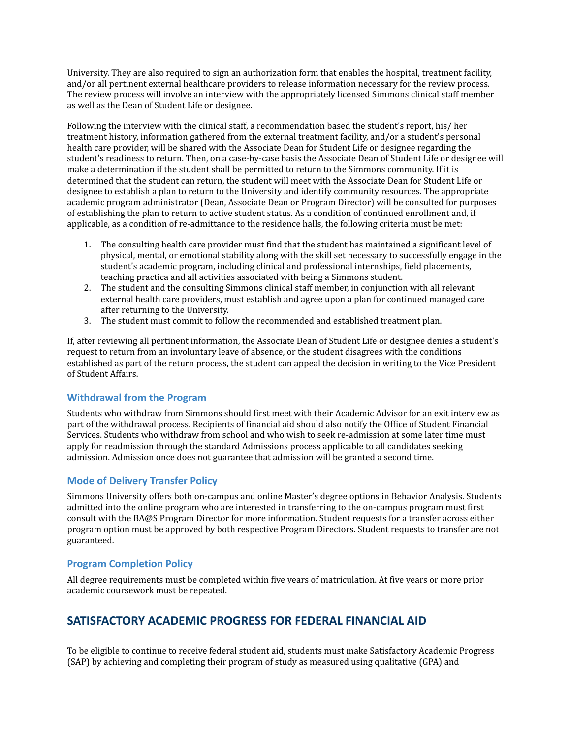University. They are also required to sign an authorization form that enables the hospital, treatment facility, and/or all pertinent external healthcare providers to release information necessary for the review process. The review process will involve an interview with the appropriately licensed Simmons clinical staff member as well as the Dean of Student Life or designee.

Following the interview with the clinical staff, a recommendation based the student's report, his/ her treatment history, information gathered from the external treatment facility, and/or a student's personal health care provider, will be shared with the Associate Dean for Student Life or designee regarding the student's readiness to return. Then, on a case-by-case basis the Associate Dean of Student Life or designee will make a determination if the student shall be permitted to return to the Simmons community. If it is determined that the student can return, the student will meet with the Associate Dean for Student Life or designee to establish a plan to return to the University and identify community resources. The appropriate academic program administrator (Dean, Associate Dean or Program Director) will be consulted for purposes of establishing the plan to return to active student status. As a condition of continued enrollment and, if applicable, as a condition of re-admittance to the residence halls, the following criteria must be met:

1. The consulting health care provider must find that the student has maintained a significant level of physical, mental, or emotional stability along with the skill set necessary to successfully engage in the student's academic program, including clinical and professional internships, field placements, teaching practica and all activities associated with being a Simmons student.
2. The student and the consulting Simmons clinical staff member, in conjunction with all relevant external health care providers, must establish and agree upon a plan for continued managed care after returning to the University.
3. The student must commit to follow the recommended and established treatment plan.

If, after reviewing all pertinent information, the Associate Dean of Student Life or designee denies a student's request to return from an involuntary leave of absence, or the student disagrees with the conditions established as part of the return process, the student can appeal the decision in writing to the Vice President of Student Affairs.

### Withdrawal from the Program

Students who withdraw from Simmons should first meet with their Academic Advisor for an exit interview as part of the withdrawal process. Recipients of financial aid should also notify the Office of Student Financial Services. Students who withdraw from school and who wish to seek re-admission at some later time must apply for readmission through the standard Admissions process applicable to all candidates seeking admission. Admission once does not guarantee that admission will be granted a second time.

### Mode of Delivery Transfer Policy

Simmons University offers both on-campus and online Master's degree options in Behavior Analysis. Students admitted into the online program who are interested in transferring to the on-campus program must first consult with the BA@S Program Director for more information. Student requests for a transfer across either program option must be approved by both respective Program Directors. Student requests to transfer are not guaranteed.

### Program Completion Policy

All degree requirements must be completed within five years of matriculation. At five years or more prior academic coursework must be repeated.

## SATISFACTORY ACADEMIC PROGRESS FOR FEDERAL FINANCIAL AID

To be eligible to continue to receive federal student aid, students must make Satisfactory Academic Progress (SAP) by achieving and completing their program of study as measured using qualitative (GPA) and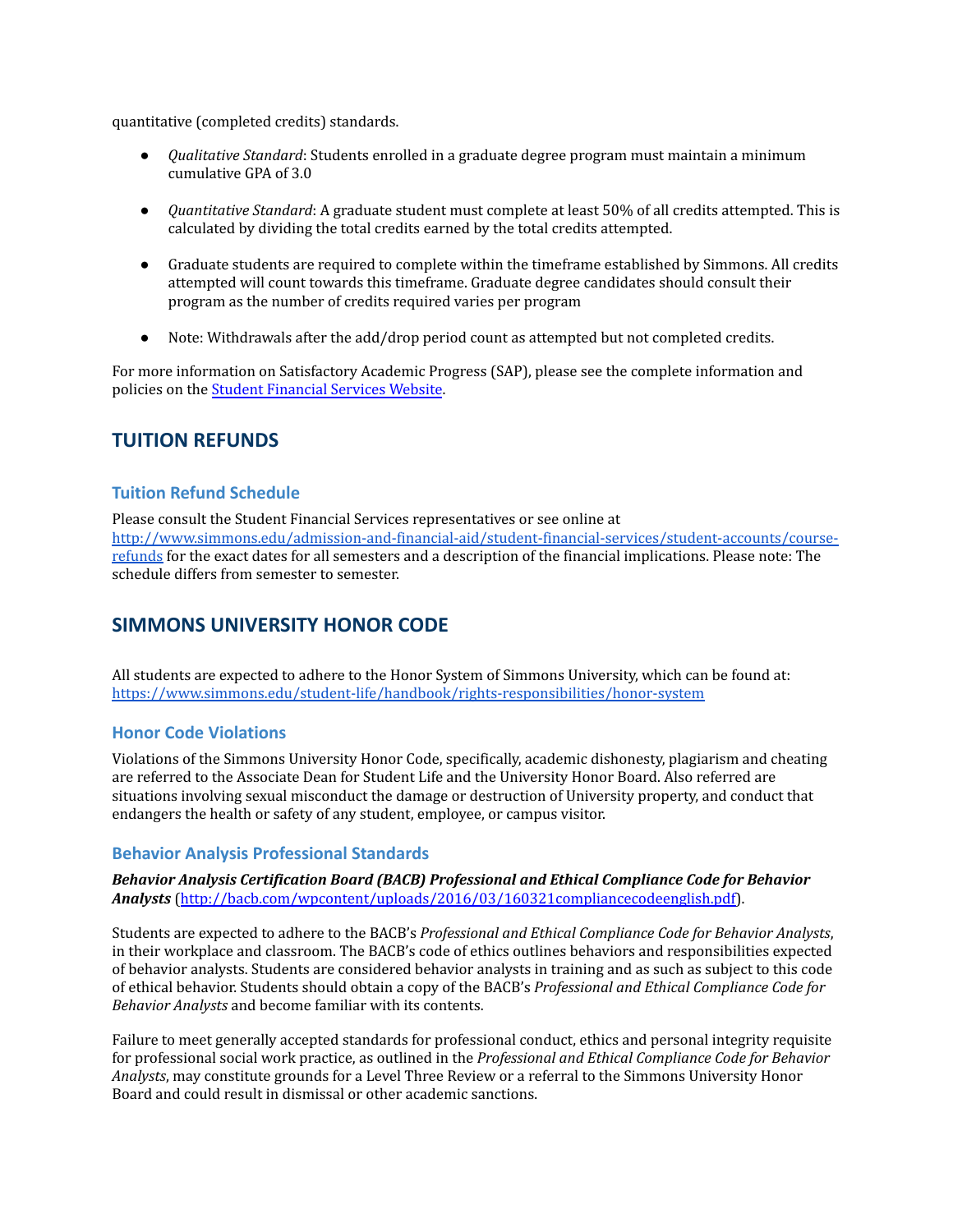quantitative (completed credits) standards.

- *Qualitative Standard*: Students enrolled in a graduate degree program must maintain a minimum cumulative GPA of 3.0
- *Quantitative Standard*: A graduate student must complete at least 50% of all credits attempted. This is calculated by dividing the total credits earned by the total credits attempted.
- Graduate students are required to complete within the timeframe established by Simmons. All credits attempted will count towards this timeframe. Graduate degree candidates should consult their program as the number of credits required varies per program
- Note: Withdrawals after the add/drop period count as attempted but not completed credits.

For more information on Satisfactory Academic Progress (SAP), please see the complete information and policies on the [Student Financial Services Website](#).

## TUITION REFUNDS

### Tuition Refund Schedule

Please consult the Student Financial Services representatives or see online at [http://www.simmons.edu/admission-and-financial-aid/student-financial-services/student-accounts/course-refunds](http://www.simmons.edu/admission-and-financial-aid/student-financial-services/student-accounts/course-refunds) for the exact dates for all semesters and a description of the financial implications. Please note: The schedule differs from semester to semester.

## SIMMONS UNIVERSITY HONOR CODE

All students are expected to adhere to the Honor System of Simmons University, which can be found at: [https://www.simmons.edu/student-life/handbook/rights-responsibilities/honor-system](https://www.simmons.edu/student-life/handbook/rights-responsibilities/honor-system)

### Honor Code Violations

Violations of the Simmons University Honor Code, specifically, academic dishonesty, plagiarism and cheating are referred to the Associate Dean for Student Life and the University Honor Board. Also referred are situations involving sexual misconduct the damage or destruction of University property, and conduct that endangers the health or safety of any student, employee, or campus visitor.

### Behavior Analysis Professional Standards

***Behavior Analysis Certification Board (BACB) Professional and Ethical Compliance Code for Behavior Analysts*** ([http://bacb.com/wpcontent/uploads/2016/03/160321compliancecodeenglish.pdf](http://bacb.com/wpcontent/uploads/2016/03/160321compliancecodeenglish.pdf)).

Students are expected to adhere to the BACB's *Professional and Ethical Compliance Code for Behavior Analysts*, in their workplace and classroom. The BACB's code of ethics outlines behaviors and responsibilities expected of behavior analysts. Students are considered behavior analysts in training and as such as subject to this code of ethical behavior. Students should obtain a copy of the BACB's *Professional and Ethical Compliance Code for Behavior Analysts* and become familiar with its contents.

Failure to meet generally accepted standards for professional conduct, ethics and personal integrity requisite for professional social work practice, as outlined in the *Professional and Ethical Compliance Code for Behavior Analysts*, may constitute grounds for a Level Three Review or a referral to the Simmons University Honor Board and could result in dismissal or other academic sanctions.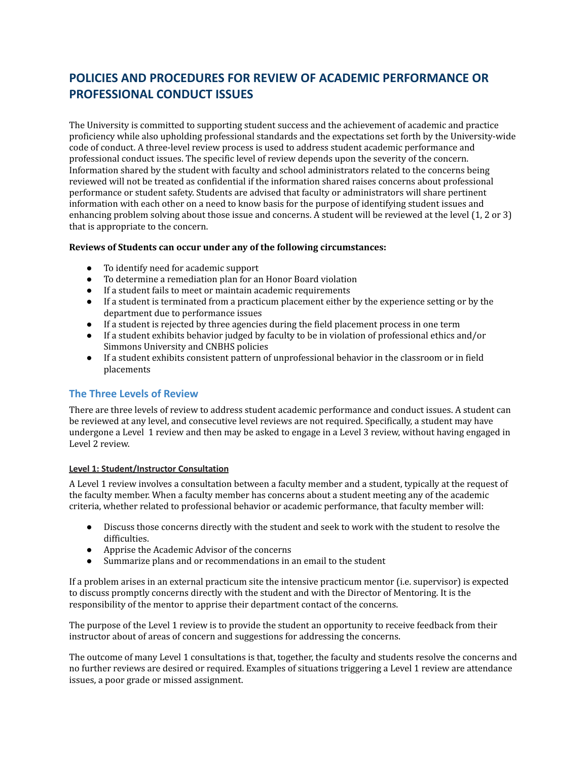# POLICIES AND PROCEDURES FOR REVIEW OF ACADEMIC PERFORMANCE OR PROFESSIONAL CONDUCT ISSUES

The University is committed to supporting student success and the achievement of academic and practice proficiency while also upholding professional standards and the expectations set forth by the University-wide code of conduct. A three-level review process is used to address student academic performance and professional conduct issues. The specific level of review depends upon the severity of the concern. Information shared by the student with faculty and school administrators related to the concerns being reviewed will not be treated as confidential if the information shared raises concerns about professional performance or student safety. Students are advised that faculty or administrators will share pertinent information with each other on a need to know basis for the purpose of identifying student issues and enhancing problem solving about those issue and concerns. A student will be reviewed at the level (1, 2 or 3) that is appropriate to the concern.

**Reviews of Students can occur under any of the following circumstances:**

- To identify need for academic support
- To determine a remediation plan for an Honor Board violation
- If a student fails to meet or maintain academic requirements
- If a student is terminated from a practicum placement either by the experience setting or by the department due to performance issues
- If a student is rejected by three agencies during the field placement process in one term
- If a student exhibits behavior judged by faculty to be in violation of professional ethics and/or Simmons University and CNBHS policies
- If a student exhibits consistent pattern of unprofessional behavior in the classroom or in field placements

## The Three Levels of Review

There are three levels of review to address student academic performance and conduct issues. A student can be reviewed at any level, and consecutive level reviews are not required. Specifically, a student may have undergone a Level 1 review and then may be asked to engage in a Level 3 review, without having engaged in Level 2 review.

#### Level 1: Student/Instructor Consultation

A Level 1 review involves a consultation between a faculty member and a student, typically at the request of the faculty member. When a faculty member has concerns about a student meeting any of the academic criteria, whether related to professional behavior or academic performance, that faculty member will:

- Discuss those concerns directly with the student and seek to work with the student to resolve the difficulties.
- Apprise the Academic Advisor of the concerns
- Summarize plans and or recommendations in an email to the student

If a problem arises in an external practicum site the intensive practicum mentor (i.e. supervisor) is expected to discuss promptly concerns directly with the student and with the Director of Mentoring. It is the responsibility of the mentor to apprise their department contact of the concerns.

The purpose of the Level 1 review is to provide the student an opportunity to receive feedback from their instructor about of areas of concern and suggestions for addressing the concerns.

The outcome of many Level 1 consultations is that, together, the faculty and students resolve the concerns and no further reviews are desired or required. Examples of situations triggering a Level 1 review are attendance issues, a poor grade or missed assignment.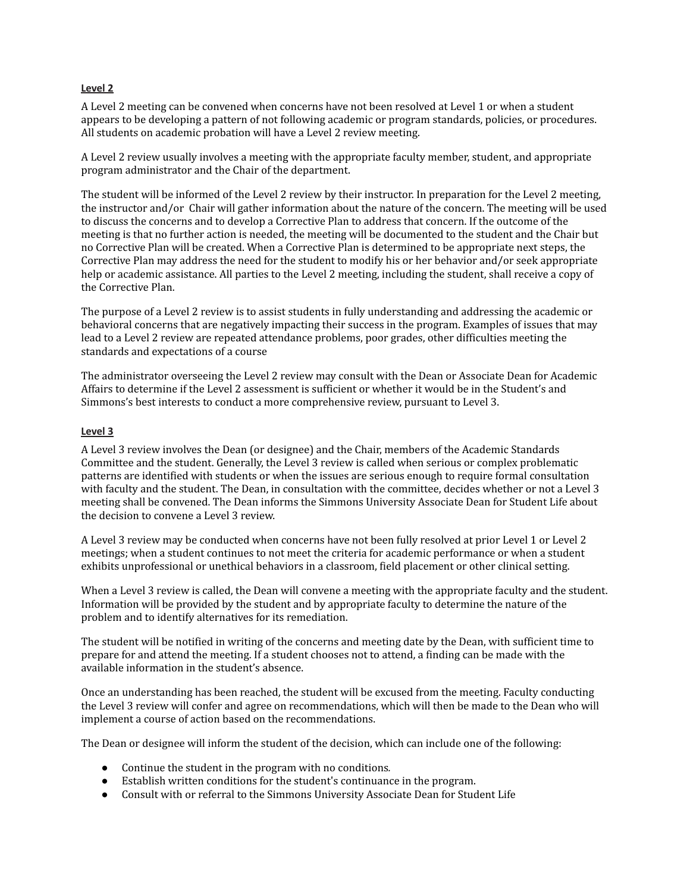**Level 2**

A Level 2 meeting can be convened when concerns have not been resolved at Level 1 or when a student appears to be developing a pattern of not following academic or program standards, policies, or procedures. All students on academic probation will have a Level 2 review meeting.

A Level 2 review usually involves a meeting with the appropriate faculty member, student, and appropriate program administrator and the Chair of the department.

The student will be informed of the Level 2 review by their instructor. In preparation for the Level 2 meeting, the instructor and/or Chair will gather information about the nature of the concern. The meeting will be used to discuss the concerns and to develop a Corrective Plan to address that concern. If the outcome of the meeting is that no further action is needed, the meeting will be documented to the student and the Chair but no Corrective Plan will be created. When a Corrective Plan is determined to be appropriate next steps, the Corrective Plan may address the need for the student to modify his or her behavior and/or seek appropriate help or academic assistance. All parties to the Level 2 meeting, including the student, shall receive a copy of the Corrective Plan.

The purpose of a Level 2 review is to assist students in fully understanding and addressing the academic or behavioral concerns that are negatively impacting their success in the program. Examples of issues that may lead to a Level 2 review are repeated attendance problems, poor grades, other difficulties meeting the standards and expectations of a course

The administrator overseeing the Level 2 review may consult with the Dean or Associate Dean for Academic Affairs to determine if the Level 2 assessment is sufficient or whether it would be in the Student's and Simmons's best interests to conduct a more comprehensive review, pursuant to Level 3.

**Level 3**

A Level 3 review involves the Dean (or designee) and the Chair, members of the Academic Standards Committee and the student. Generally, the Level 3 review is called when serious or complex problematic patterns are identified with students or when the issues are serious enough to require formal consultation with faculty and the student. The Dean, in consultation with the committee, decides whether or not a Level 3 meeting shall be convened. The Dean informs the Simmons University Associate Dean for Student Life about the decision to convene a Level 3 review.

A Level 3 review may be conducted when concerns have not been fully resolved at prior Level 1 or Level 2 meetings; when a student continues to not meet the criteria for academic performance or when a student exhibits unprofessional or unethical behaviors in a classroom, field placement or other clinical setting.

When a Level 3 review is called, the Dean will convene a meeting with the appropriate faculty and the student. Information will be provided by the student and by appropriate faculty to determine the nature of the problem and to identify alternatives for its remediation.

The student will be notified in writing of the concerns and meeting date by the Dean, with sufficient time to prepare for and attend the meeting. If a student chooses not to attend, a finding can be made with the available information in the student's absence.

Once an understanding has been reached, the student will be excused from the meeting. Faculty conducting the Level 3 review will confer and agree on recommendations, which will then be made to the Dean who will implement a course of action based on the recommendations.

The Dean or designee will inform the student of the decision, which can include one of the following:

- Continue the student in the program with no conditions.
- Establish written conditions for the student's continuance in the program.
- Consult with or referral to the Simmons University Associate Dean for Student Life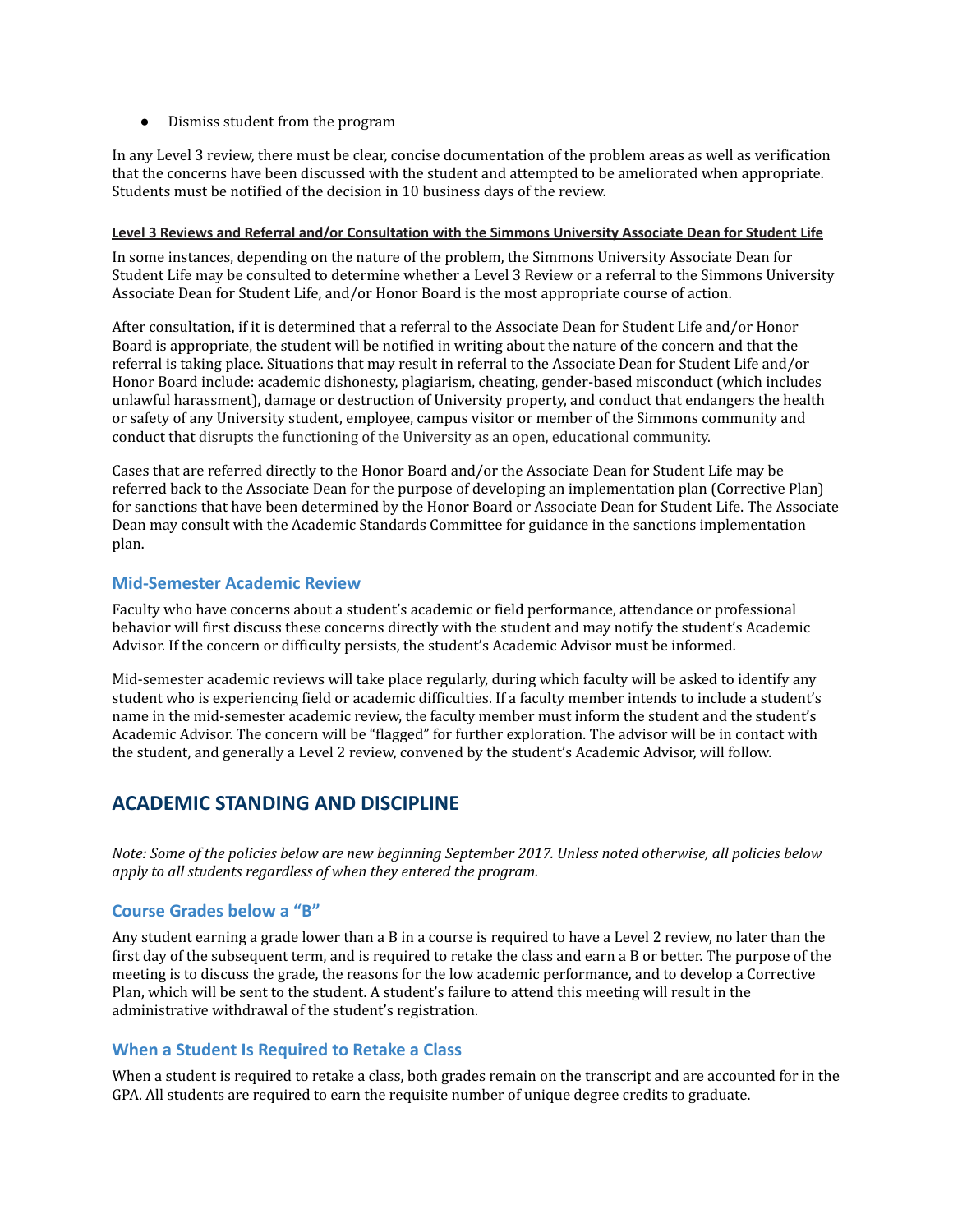- Dismiss student from the program

In any Level 3 review, there must be clear, concise documentation of the problem areas as well as verification that the concerns have been discussed with the student and attempted to be ameliorated when appropriate. Students must be notified of the decision in 10 business days of the review.

#### Level 3 Reviews and Referral and/or Consultation with the Simmons University Associate Dean for Student Life

In some instances, depending on the nature of the problem, the Simmons University Associate Dean for Student Life may be consulted to determine whether a Level 3 Review or a referral to the Simmons University Associate Dean for Student Life, and/or Honor Board is the most appropriate course of action.

After consultation, if it is determined that a referral to the Associate Dean for Student Life and/or Honor Board is appropriate, the student will be notified in writing about the nature of the concern and that the referral is taking place. Situations that may result in referral to the Associate Dean for Student Life and/or Honor Board include: academic dishonesty, plagiarism, cheating, gender-based misconduct (which includes unlawful harassment), damage or destruction of University property, and conduct that endangers the health or safety of any University student, employee, campus visitor or member of the Simmons community and conduct that disrupts the functioning of the University as an open, educational community.

Cases that are referred directly to the Honor Board and/or the Associate Dean for Student Life may be referred back to the Associate Dean for the purpose of developing an implementation plan (Corrective Plan) for sanctions that have been determined by the Honor Board or Associate Dean for Student Life. The Associate Dean may consult with the Academic Standards Committee for guidance in the sanctions implementation plan.

### Mid-Semester Academic Review

Faculty who have concerns about a student's academic or field performance, attendance or professional behavior will first discuss these concerns directly with the student and may notify the student's Academic Advisor. If the concern or difficulty persists, the student's Academic Advisor must be informed.

Mid-semester academic reviews will take place regularly, during which faculty will be asked to identify any student who is experiencing field or academic difficulties. If a faculty member intends to include a student's name in the mid-semester academic review, the faculty member must inform the student and the student's Academic Advisor. The concern will be "flagged" for further exploration. The advisor will be in contact with the student, and generally a Level 2 review, convened by the student's Academic Advisor, will follow.

## ACADEMIC STANDING AND DISCIPLINE

*Note: Some of the policies below are new beginning September 2017. Unless noted otherwise, all policies below apply to all students regardless of when they entered the program.*

### Course Grades below a "B"

Any student earning a grade lower than a B in a course is required to have a Level 2 review, no later than the first day of the subsequent term, and is required to retake the class and earn a B or better. The purpose of the meeting is to discuss the grade, the reasons for the low academic performance, and to develop a Corrective Plan, which will be sent to the student. A student's failure to attend this meeting will result in the administrative withdrawal of the student's registration.

### When a Student Is Required to Retake a Class

When a student is required to retake a class, both grades remain on the transcript and are accounted for in the GPA. All students are required to earn the requisite number of unique degree credits to graduate.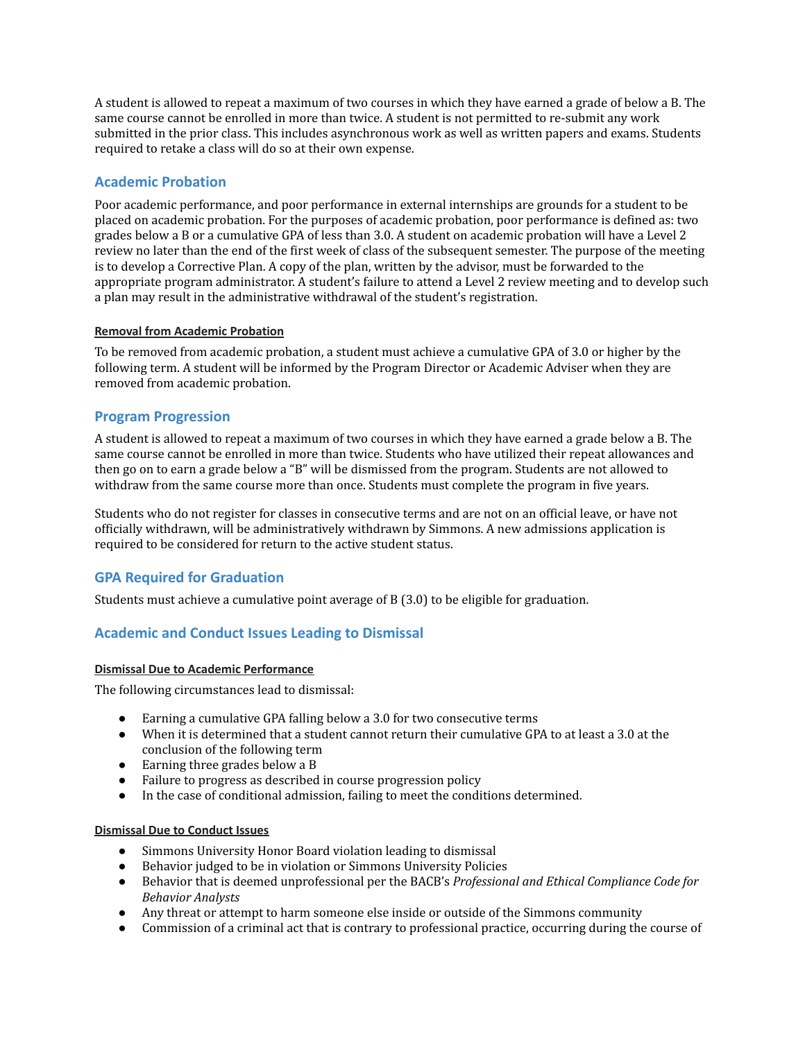A student is allowed to repeat a maximum of two courses in which they have earned a grade of below a B. The same course cannot be enrolled in more than twice. A student is not permitted to re-submit any work submitted in the prior class. This includes asynchronous work as well as written papers and exams. Students required to retake a class will do so at their own expense.

## Academic Probation

Poor academic performance, and poor performance in external internships are grounds for a student to be placed on academic probation. For the purposes of academic probation, poor performance is defined as: two grades below a B or a cumulative GPA of less than 3.0. A student on academic probation will have a Level 2 review no later than the end of the first week of class of the subsequent semester. The purpose of the meeting is to develop a Corrective Plan. A copy of the plan, written by the advisor, must be forwarded to the appropriate program administrator. A student's failure to attend a Level 2 review meeting and to develop such a plan may result in the administrative withdrawal of the student's registration.

#### Removal from Academic Probation

To be removed from academic probation, a student must achieve a cumulative GPA of 3.0 or higher by the following term. A student will be informed by the Program Director or Academic Adviser when they are removed from academic probation.

## Program Progression

A student is allowed to repeat a maximum of two courses in which they have earned a grade below a B. The same course cannot be enrolled in more than twice. Students who have utilized their repeat allowances and then go on to earn a grade below a "B" will be dismissed from the program. Students are not allowed to withdraw from the same course more than once. Students must complete the program in five years.

Students who do not register for classes in consecutive terms and are not on an official leave, or have not officially withdrawn, will be administratively withdrawn by Simmons. A new admissions application is required to be considered for return to the active student status.

## GPA Required for Graduation

Students must achieve a cumulative point average of B (3.0) to be eligible for graduation.

## Academic and Conduct Issues Leading to Dismissal

#### Dismissal Due to Academic Performance

The following circumstances lead to dismissal:

- Earning a cumulative GPA falling below a 3.0 for two consecutive terms
- When it is determined that a student cannot return their cumulative GPA to at least a 3.0 at the conclusion of the following term
- Earning three grades below a B
- Failure to progress as described in course progression policy
- In the case of conditional admission, failing to meet the conditions determined.

#### Dismissal Due to Conduct Issues

- Simmons University Honor Board violation leading to dismissal
- Behavior judged to be in violation or Simmons University Policies
- Behavior that is deemed unprofessional per the BACB's *Professional and Ethical Compliance Code for Behavior Analysts*
- Any threat or attempt to harm someone else inside or outside of the Simmons community
- Commission of a criminal act that is contrary to professional practice, occurring during the course of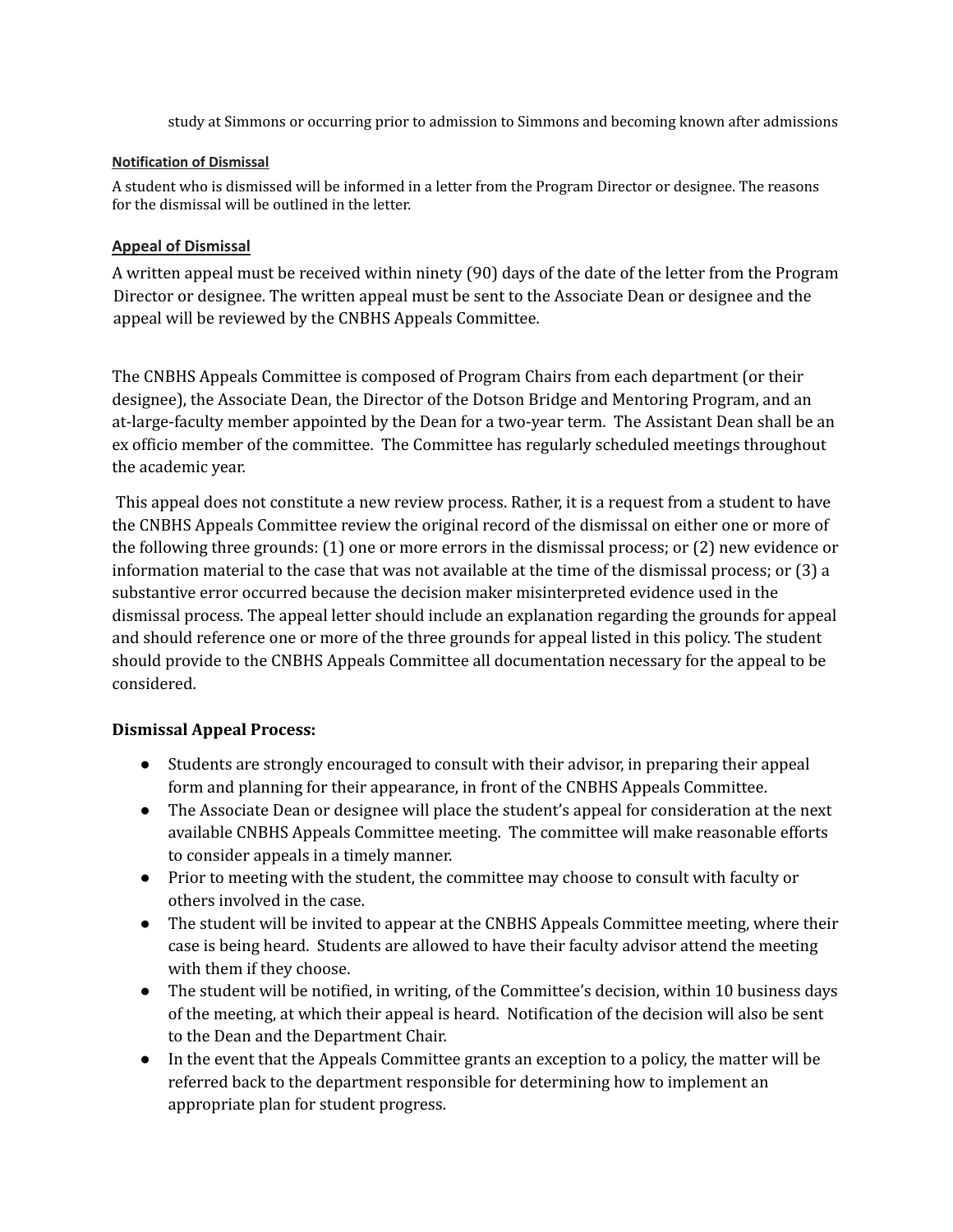study at Simmons or occurring prior to admission to Simmons and becoming known after admissions

**Notification of Dismissal**

A student who is dismissed will be informed in a letter from the Program Director or designee. The reasons for the dismissal will be outlined in the letter.

**Appeal of Dismissal**

A written appeal must be received within ninety (90) days of the date of the letter from the Program Director or designee. The written appeal must be sent to the Associate Dean or designee and the appeal will be reviewed by the CNBHS Appeals Committee.

The CNBHS Appeals Committee is composed of Program Chairs from each department (or their designee), the Associate Dean, the Director of the Dotson Bridge and Mentoring Program, and an at-large-faculty member appointed by the Dean for a two-year term. The Assistant Dean shall be an ex officio member of the committee. The Committee has regularly scheduled meetings throughout the academic year.

This appeal does not constitute a new review process. Rather, it is a request from a student to have the CNBHS Appeals Committee review the original record of the dismissal on either one or more of the following three grounds: (1) one or more errors in the dismissal process; or (2) new evidence or information material to the case that was not available at the time of the dismissal process; or (3) a substantive error occurred because the decision maker misinterpreted evidence used in the dismissal process. The appeal letter should include an explanation regarding the grounds for appeal and should reference one or more of the three grounds for appeal listed in this policy. The student should provide to the CNBHS Appeals Committee all documentation necessary for the appeal to be considered.

**Dismissal Appeal Process:**

- Students are strongly encouraged to consult with their advisor, in preparing their appeal form and planning for their appearance, in front of the CNBHS Appeals Committee.
- The Associate Dean or designee will place the student's appeal for consideration at the next available CNBHS Appeals Committee meeting. The committee will make reasonable efforts to consider appeals in a timely manner.
- Prior to meeting with the student, the committee may choose to consult with faculty or others involved in the case.
- The student will be invited to appear at the CNBHS Appeals Committee meeting, where their case is being heard. Students are allowed to have their faculty advisor attend the meeting with them if they choose.
- The student will be notified, in writing, of the Committee's decision, within 10 business days of the meeting, at which their appeal is heard. Notification of the decision will also be sent to the Dean and the Department Chair.
- In the event that the Appeals Committee grants an exception to a policy, the matter will be referred back to the department responsible for determining how to implement an appropriate plan for student progress.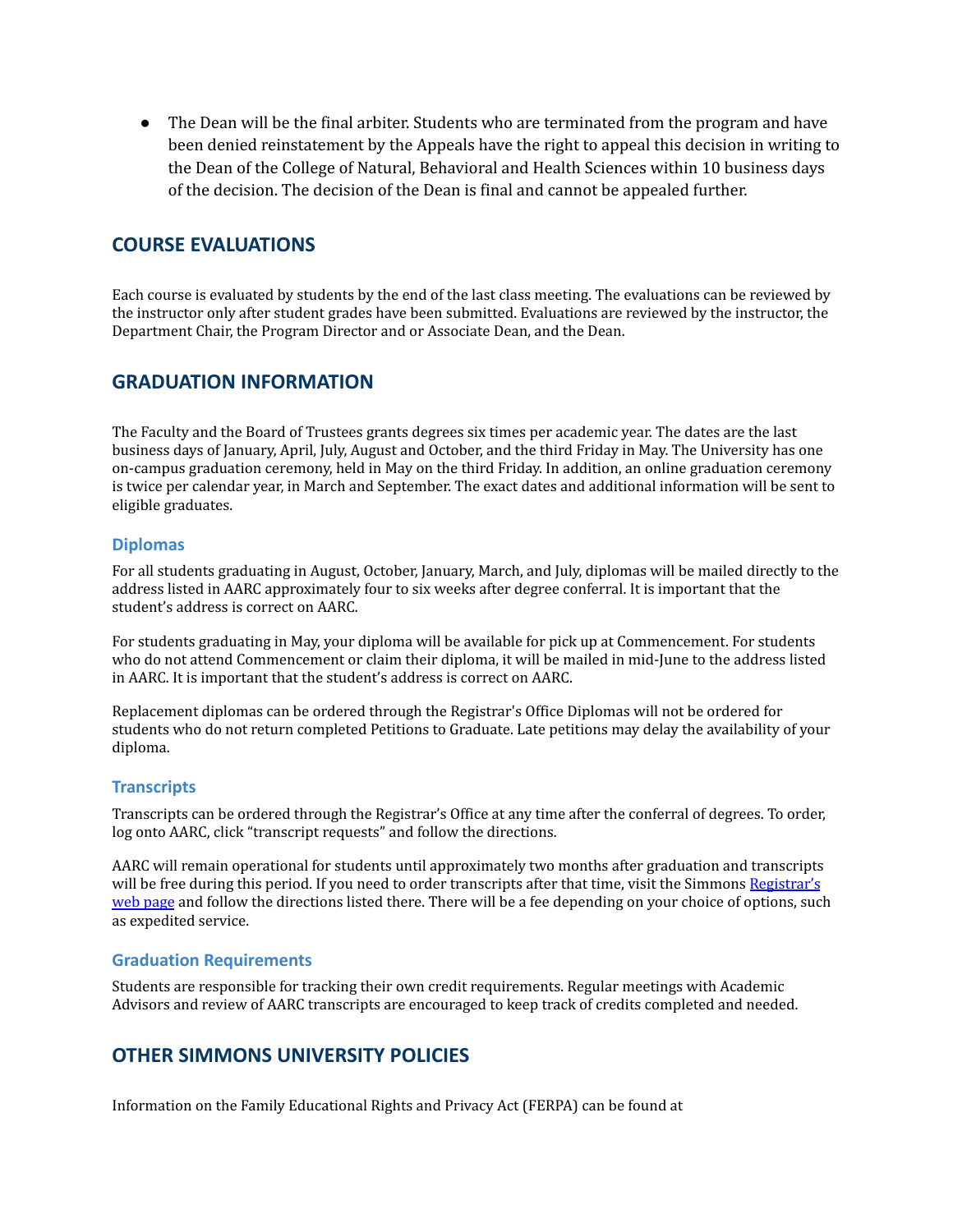- The Dean will be the final arbiter. Students who are terminated from the program and have been denied reinstatement by the Appeals have the right to appeal this decision in writing to the Dean of the College of Natural, Behavioral and Health Sciences within 10 business days of the decision. The decision of the Dean is final and cannot be appealed further.

## COURSE EVALUATIONS

Each course is evaluated by students by the end of the last class meeting. The evaluations can be reviewed by the instructor only after student grades have been submitted. Evaluations are reviewed by the instructor, the Department Chair, the Program Director and or Associate Dean, and the Dean.

## GRADUATION INFORMATION

The Faculty and the Board of Trustees grants degrees six times per academic year. The dates are the last business days of January, April, July, August and October, and the third Friday in May. The University has one on-campus graduation ceremony, held in May on the third Friday. In addition, an online graduation ceremony is twice per calendar year, in March and September. The exact dates and additional information will be sent to eligible graduates.

### Diplomas

For all students graduating in August, October, January, March, and July, diplomas will be mailed directly to the address listed in AARC approximately four to six weeks after degree conferral. It is important that the student's address is correct on AARC.

For students graduating in May, your diploma will be available for pick up at Commencement. For students who do not attend Commencement or claim their diploma, it will be mailed in mid-June to the address listed in AARC. It is important that the student's address is correct on AARC.

Replacement diplomas can be ordered through the Registrar's Office Diplomas will not be ordered for students who do not return completed Petitions to Graduate. Late petitions may delay the availability of your diploma.

### Transcripts

Transcripts can be ordered through the Registrar's Office at any time after the conferral of degrees. To order, log onto AARC, click "transcript requests" and follow the directions.

AARC will remain operational for students until approximately two months after graduation and transcripts will be free during this period. If you need to order transcripts after that time, visit the Simmons Registrar's web page and follow the directions listed there. There will be a fee depending on your choice of options, such as expedited service.

### Graduation Requirements

Students are responsible for tracking their own credit requirements. Regular meetings with Academic Advisors and review of AARC transcripts are encouraged to keep track of credits completed and needed.

## OTHER SIMMONS UNIVERSITY POLICIES

Information on the Family Educational Rights and Privacy Act (FERPA) can be found at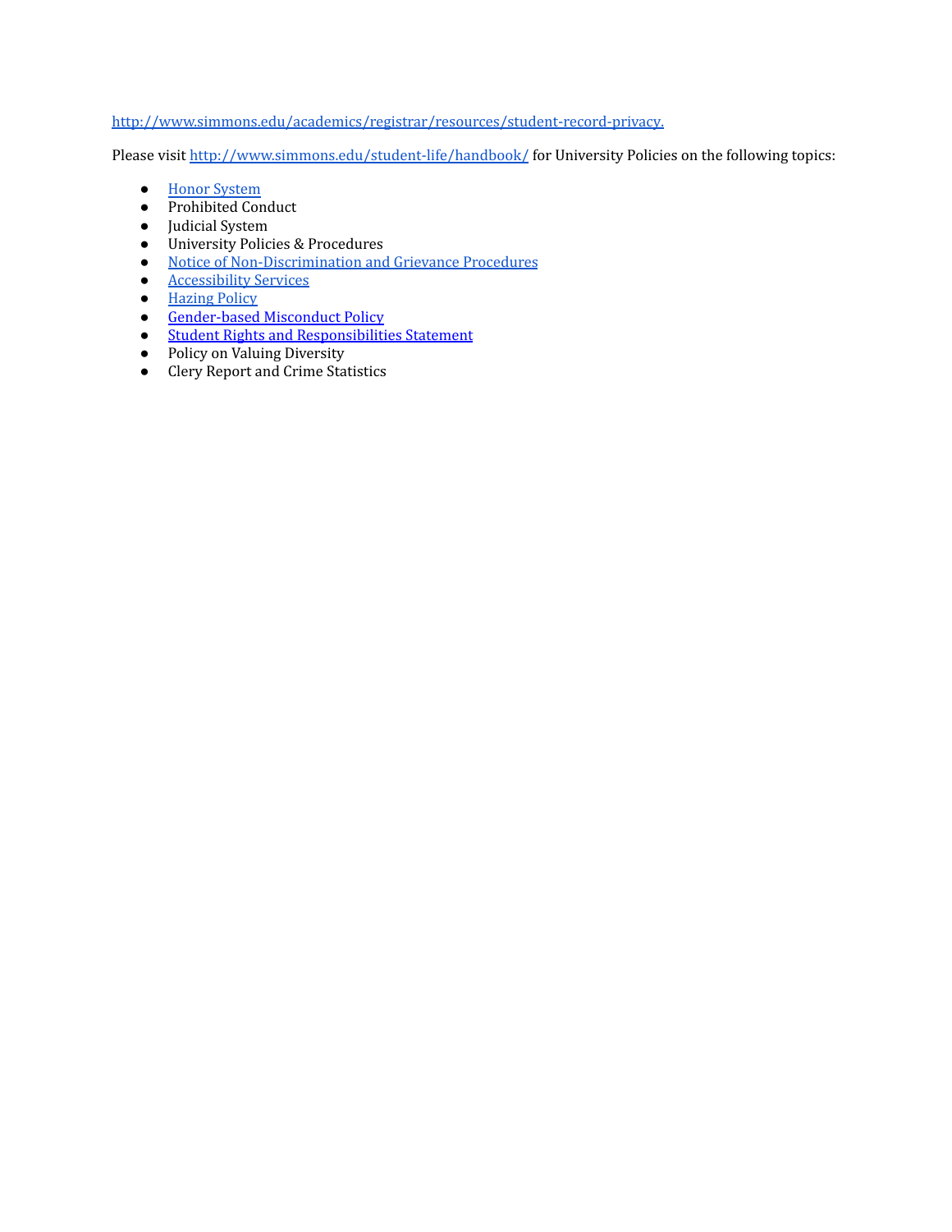http://www.simmons.edu/academics/registrar/resources/student-record-privacy.

Please visit http://www.simmons.edu/student-life/handbook/ for University Policies on the following topics:

- Honor System
- Prohibited Conduct
- Judicial System
- University Policies & Procedures
- Notice of Non-Discrimination and Grievance Procedures
- Accessibility Services
- Hazing Policy
- Gender-based Misconduct Policy
- Student Rights and Responsibilities Statement
- Policy on Valuing Diversity
- Clery Report and Crime Statistics